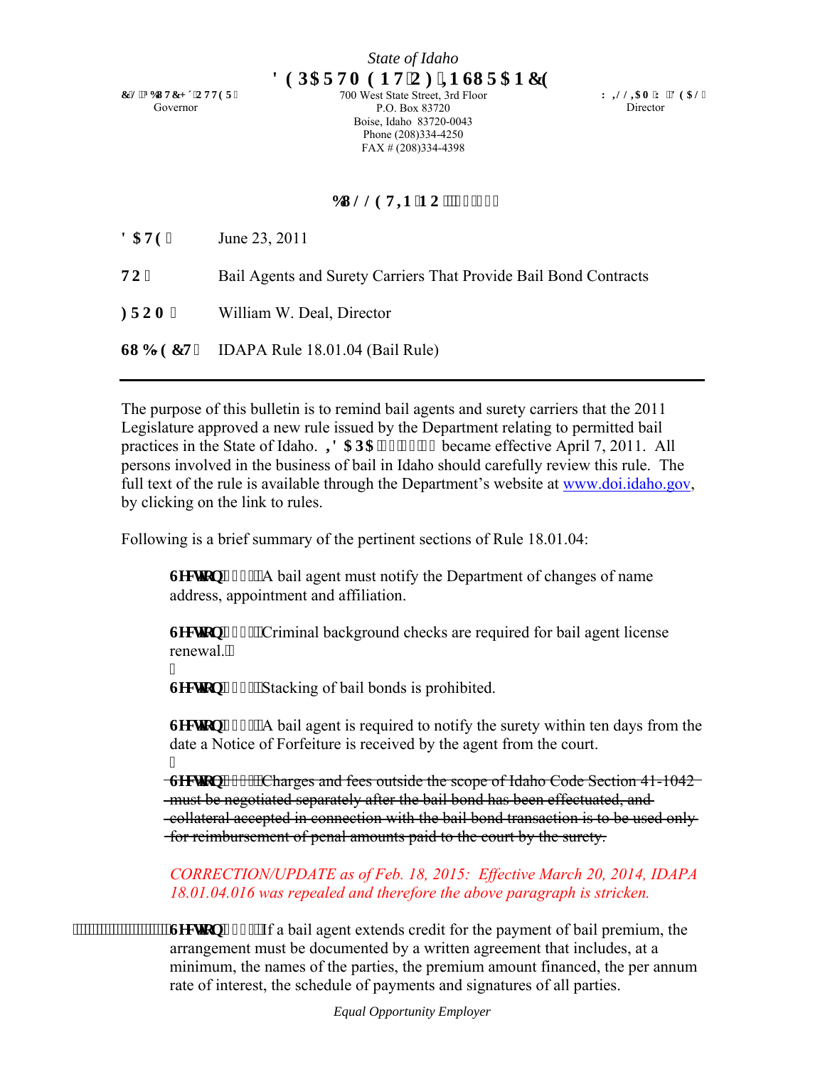*State of Idaho*

# DEPARTMENT OF INSURANCE

C.L. "BUTCH" OTTER
Governor

700 West State Street, 3rd Floor
P.O. Box 83720
Boise, Idaho 83720-0043
Phone (208)334-4250
FAX # (208)334-4398

WILLIAM W. DEAL
Director

## BULLETIN NO.

| | |
|---|---|
| **DATE:** | June 23, 2011 |
| **TO:** | Bail Agents and Surety Carriers That Provide Bail Bond Contracts |
| **FROM:** | William W. Deal, Director |
| **SUBJECT:** | IDAPA Rule 18.01.04 (Bail Rule) |

---

The purpose of this bulletin is to remind bail agents and surety carriers that the 2011 Legislature approved a new rule issued by the Department relating to permitted bail practices in the State of Idaho. **IDAPA 18.01.04** became effective April 7, 2011. All persons involved in the business of bail in Idaho should carefully review this rule. The full text of the rule is available through the Department's website at www.doi.idaho.gov, by clicking on the link to rules.

Following is a brief summary of the pertinent sections of Rule 18.01.04:

**Section** – A bail agent must notify the Department of changes of name address, appointment and affiliation.

**Section** – Criminal background checks are required for bail agent license renewal.

**Section** – Stacking of bail bonds is prohibited.

**Section** – A bail agent is required to notify the surety within ten days from the date a Notice of Forfeiture is received by the agent from the court.

~~**Section 016** – Charges and fees outside the scope of Idaho Code Section 41-1042 must be negotiated separately after the bail bond has been effectuated, and collateral accepted in connection with the bail bond transaction is to be used only for reimbursement of penal amounts paid to the court by the surety.~~

*CORRECTION/UPDATE as of Feb. 18, 2015: Effective March 20, 2014, IDAPA 18.01.04.016 was repealed and therefore the above paragraph is stricken.*

**Section** – If a bail agent extends credit for the payment of bail premium, the arrangement must be documented by a written agreement that includes, at a minimum, the names of the parties, the premium amount financed, the per annum rate of interest, the schedule of payments and signatures of all parties.

*Equal Opportunity Employer*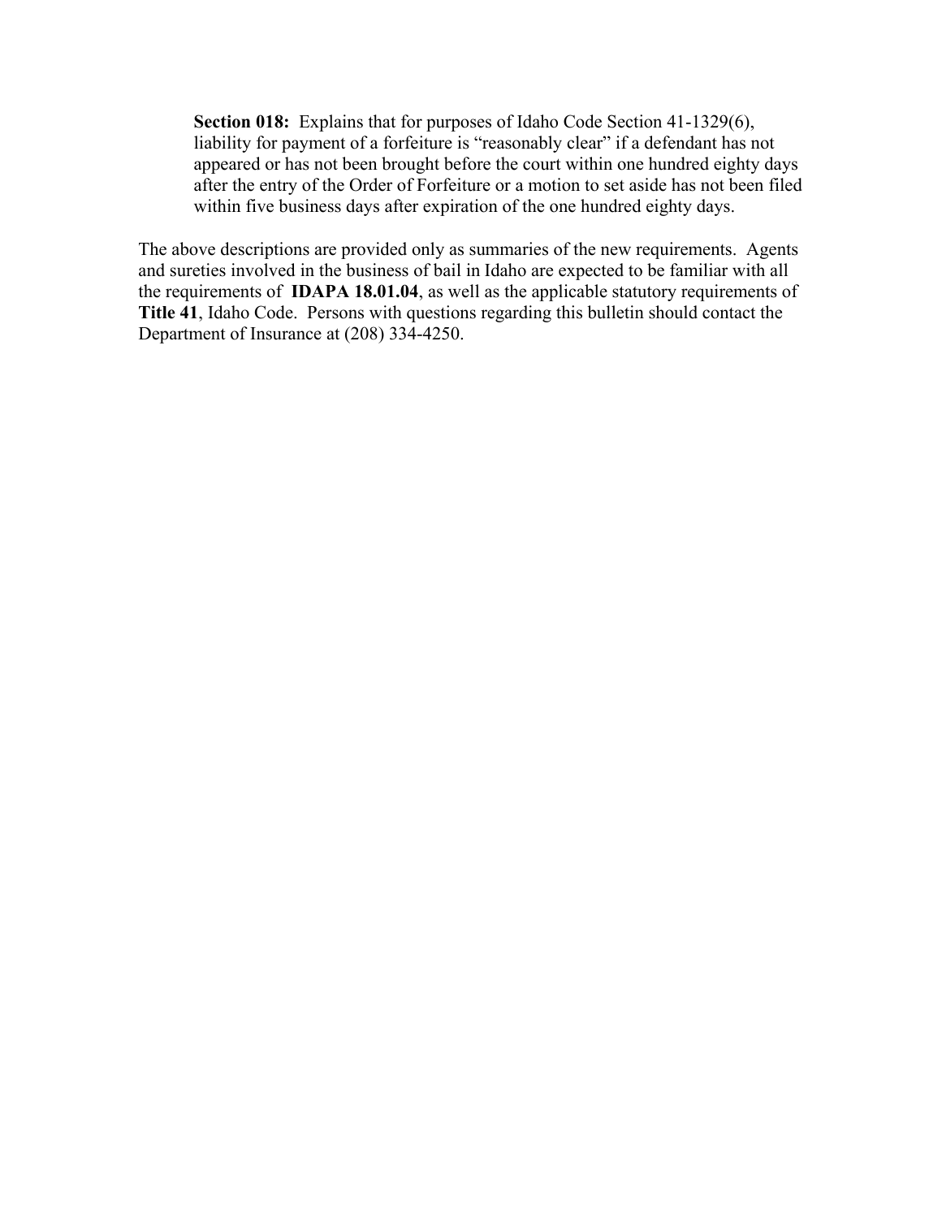**Section 018:** Explains that for purposes of Idaho Code Section 41-1329(6), liability for payment of a forfeiture is "reasonably clear" if a defendant has not appeared or has not been brought before the court within one hundred eighty days after the entry of the Order of Forfeiture or a motion to set aside has not been filed within five business days after expiration of the one hundred eighty days.

The above descriptions are provided only as summaries of the new requirements. Agents and sureties involved in the business of bail in Idaho are expected to be familiar with all the requirements of **IDAPA 18.01.04**, as well as the applicable statutory requirements of **Title 41**, Idaho Code. Persons with questions regarding this bulletin should contact the Department of Insurance at (208) 334-4250.